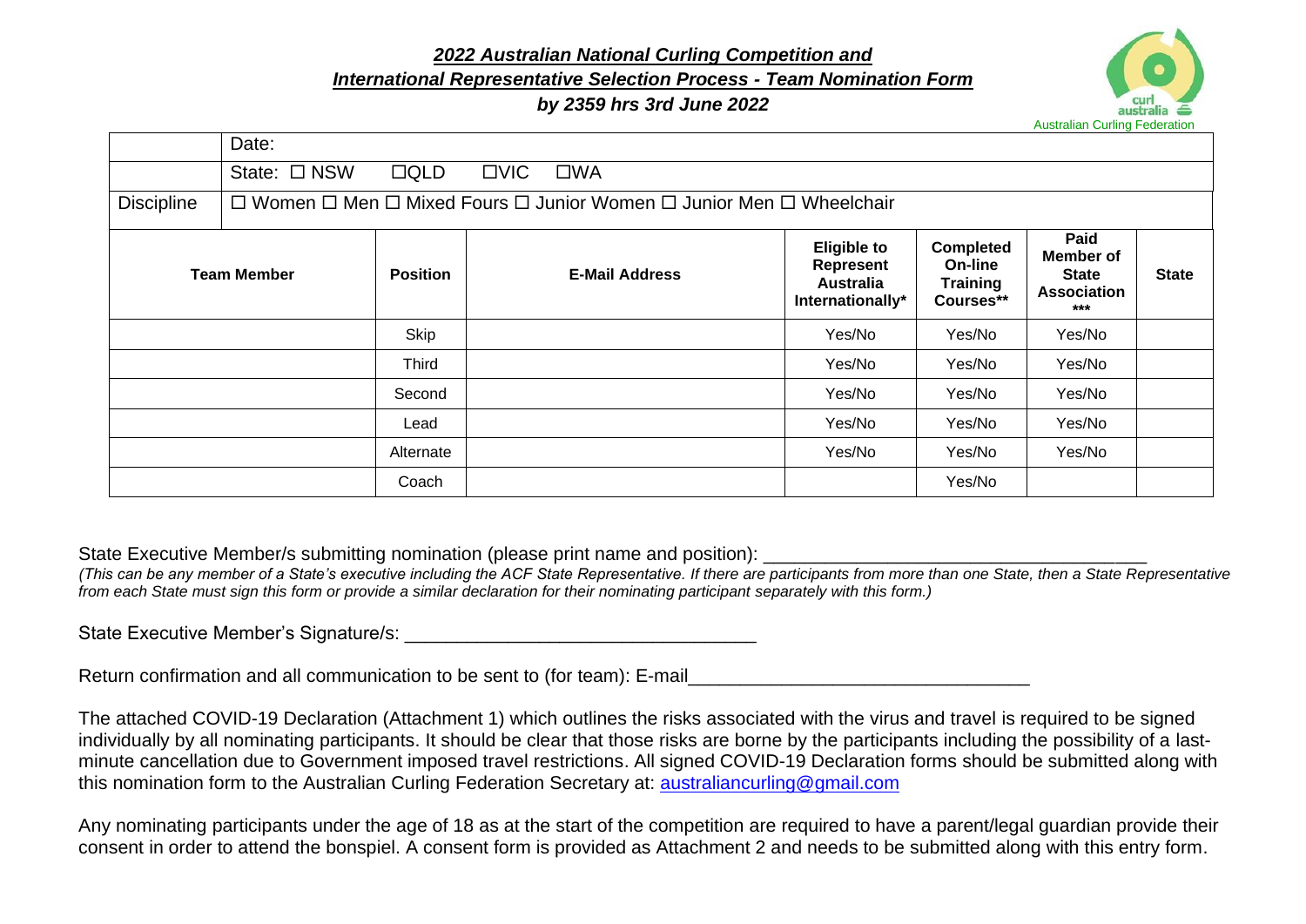# *2022 Australian National Curling Competition and International Representative Selection Process - Team Nomination Form*

***by 2359 hrs 3rd June 2022***

Australian Curling Federation

| | Date: |
|---|---|
| | State: ☐ NSW ☐QLD ☐VIC ☐WA |
| Discipline | ☐ Women ☐ Men ☐ Mixed Fours ☐ Junior Women ☐ Junior Men ☐ Wheelchair |

| Team Member | Position | E-Mail Address | Eligible to Represent Australia Internationally* | Completed On-line Training Courses** | Paid Member of State Association *** | State |
|---|---|---|---|---|---|---|
| | Skip | | Yes/No | Yes/No | Yes/No | |
| | Third | | Yes/No | Yes/No | Yes/No | |
| | Second | | Yes/No | Yes/No | Yes/No | |
| | Lead | | Yes/No | Yes/No | Yes/No | |
| | Alternate | | Yes/No | Yes/No | Yes/No | |
| | Coach | | | Yes/No | | |

State Executive Member/s submitting nomination (please print name and position): ____________________________________

*(This can be any member of a State's executive including the ACF State Representative. If there are participants from more than one State, then a State Representative from each State must sign this form or provide a similar declaration for their nominating participant separately with this form.)*

State Executive Member's Signature/s: _________________________________

Return confirmation and all communication to be sent to (for team): E-mail________________________________

The attached COVID-19 Declaration (Attachment 1) which outlines the risks associated with the virus and travel is required to be signed individually by all nominating participants. It should be clear that those risks are borne by the participants including the possibility of a last-minute cancellation due to Government imposed travel restrictions. All signed COVID-19 Declaration forms should be submitted along with this nomination form to the Australian Curling Federation Secretary at: australiancurling@gmail.com

Any nominating participants under the age of 18 as at the start of the competition are required to have a parent/legal guardian provide their consent in order to attend the bonspiel. A consent form is provided as Attachment 2 and needs to be submitted along with this entry form.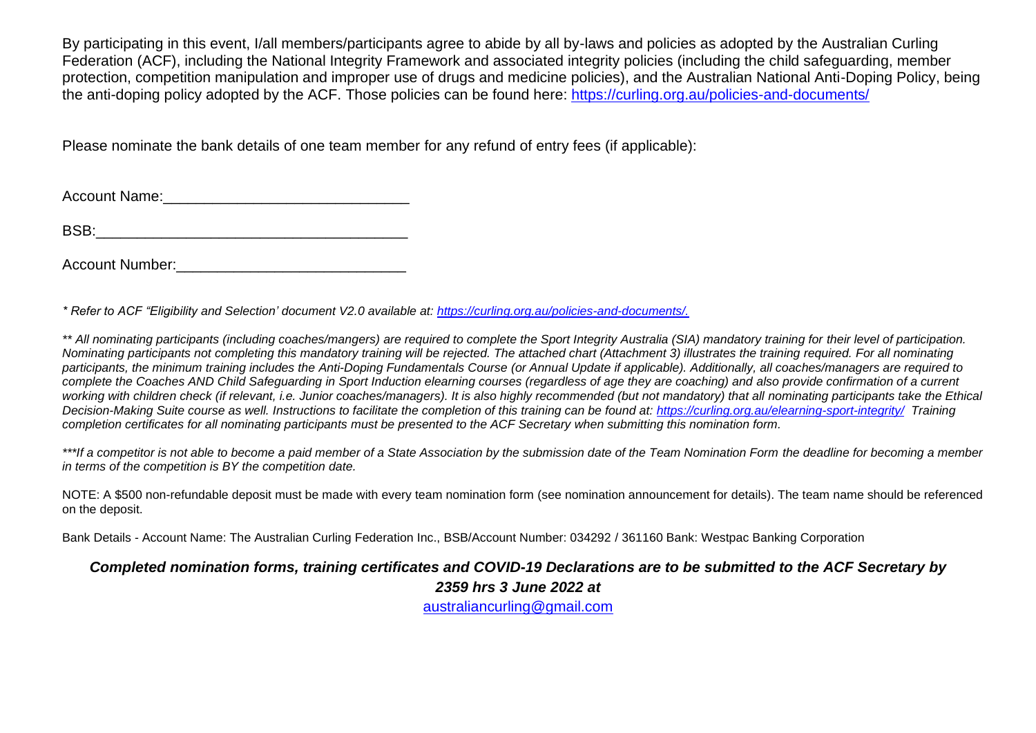By participating in this event, I/all members/participants agree to abide by all by-laws and policies as adopted by the Australian Curling Federation (ACF), including the National Integrity Framework and associated integrity policies (including the child safeguarding, member protection, competition manipulation and improper use of drugs and medicine policies), and the Australian National Anti-Doping Policy, being the anti-doping policy adopted by the ACF. Those policies can be found here: https://curling.org.au/policies-and-documents/

Please nominate the bank details of one team member for any refund of entry fees (if applicable):

Account Name:_____________________________

BSB:_____________________________________

Account Number:___________________________

*\* Refer to ACF "Eligibility and Selection' document V2.0 available at: https://curling.org.au/policies-and-documents/.*

*\*\* All nominating participants (including coaches/mangers) are required to complete the Sport Integrity Australia (SIA) mandatory training for their level of participation. Nominating participants not completing this mandatory training will be rejected. The attached chart (Attachment 3) illustrates the training required. For all nominating participants, the minimum training includes the Anti-Doping Fundamentals Course (or Annual Update if applicable). Additionally, all coaches/managers are required to complete the Coaches AND Child Safeguarding in Sport Induction elearning courses (regardless of age they are coaching) and also provide confirmation of a current working with children check (if relevant, i.e. Junior coaches/managers). It is also highly recommended (but not mandatory) that all nominating participants take the Ethical Decision-Making Suite course as well. Instructions to facilitate the completion of this training can be found at: https://curling.org.au/elearning-sport-integrity/ Training completion certificates for all nominating participants must be presented to the ACF Secretary when submitting this nomination form.*

*\*\*\*If a competitor is not able to become a paid member of a State Association by the submission date of the Team Nomination Form the deadline for becoming a member in terms of the competition is BY the competition date.*

NOTE: A $500 non-refundable deposit must be made with every team nomination form (see nomination announcement for details). The team name should be referenced on the deposit.

Bank Details - Account Name: The Australian Curling Federation Inc., BSB/Account Number: 034292 / 361160 Bank: Westpac Banking Corporation

***Completed nomination forms, training certificates and COVID-19 Declarations are to be submitted to the ACF Secretary by 2359 hrs 3 June 2022 at***

australiancurling@gmail.com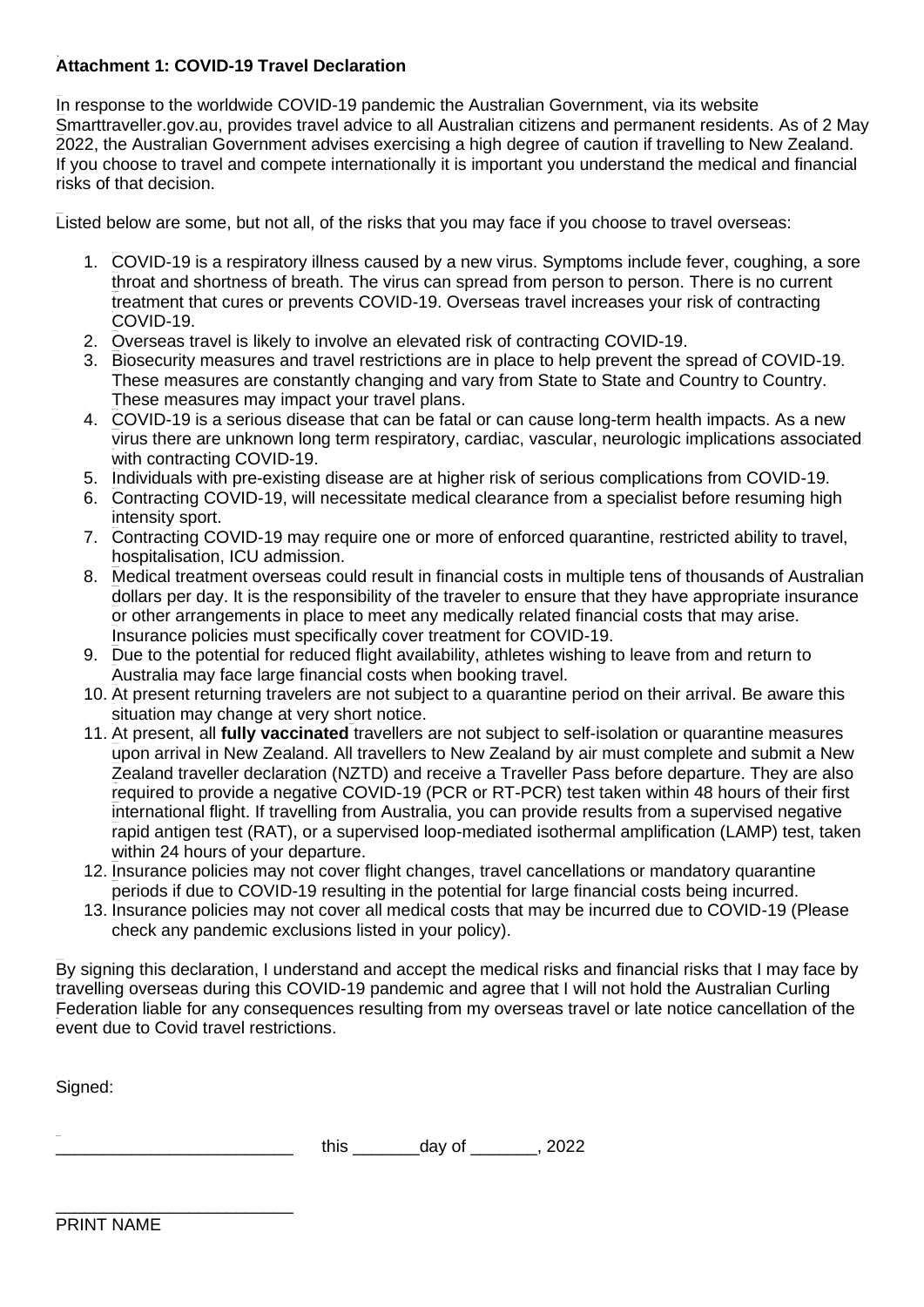**Attachment 1: COVID-19 Travel Declaration**

In response to the worldwide COVID-19 pandemic the Australian Government, via its website Smarttraveller.gov.au, provides travel advice to all Australian citizens and permanent residents. As of 2 May 2022, the Australian Government advises exercising a high degree of caution if travelling to New Zealand. If you choose to travel and compete internationally it is important you understand the medical and financial risks of that decision.

Listed below are some, but not all, of the risks that you may face if you choose to travel overseas:

1. COVID-19 is a respiratory illness caused by a new virus. Symptoms include fever, coughing, a sore throat and shortness of breath. The virus can spread from person to person. There is no current treatment that cures or prevents COVID-19. Overseas travel increases your risk of contracting COVID-19.
2. Overseas travel is likely to involve an elevated risk of contracting COVID-19.
3. Biosecurity measures and travel restrictions are in place to help prevent the spread of COVID-19. These measures are constantly changing and vary from State to State and Country to Country. These measures may impact your travel plans.
4. COVID-19 is a serious disease that can be fatal or can cause long-term health impacts. As a new virus there are unknown long term respiratory, cardiac, vascular, neurologic implications associated with contracting COVID-19.
5. Individuals with pre-existing disease are at higher risk of serious complications from COVID-19.
6. Contracting COVID-19, will necessitate medical clearance from a specialist before resuming high intensity sport.
7. Contracting COVID-19 may require one or more of enforced quarantine, restricted ability to travel, hospitalisation, ICU admission.
8. Medical treatment overseas could result in financial costs in multiple tens of thousands of Australian dollars per day. It is the responsibility of the traveler to ensure that they have appropriate insurance or other arrangements in place to meet any medically related financial costs that may arise. Insurance policies must specifically cover treatment for COVID-19.
9. Due to the potential for reduced flight availability, athletes wishing to leave from and return to Australia may face large financial costs when booking travel.
10. At present returning travelers are not subject to a quarantine period on their arrival. Be aware this situation may change at very short notice.
11. At present, all **fully vaccinated** travellers are not subject to self-isolation or quarantine measures upon arrival in New Zealand. All travellers to New Zealand by air must complete and submit a New Zealand traveller declaration (NZTD) and receive a Traveller Pass before departure. They are also required to provide a negative COVID-19 (PCR or RT-PCR) test taken within 48 hours of their first international flight. If travelling from Australia, you can provide results from a supervised negative rapid antigen test (RAT), or a supervised loop-mediated isothermal amplification (LAMP) test, taken within 24 hours of your departure.
12. Insurance policies may not cover flight changes, travel cancellations or mandatory quarantine periods if due to COVID-19 resulting in the potential for large financial costs being incurred.
13. Insurance policies may not cover all medical costs that may be incurred due to COVID-19 (Please check any pandemic exclusions listed in your policy).

By signing this declaration, I understand and accept the medical risks and financial risks that I may face by travelling overseas during this COVID-19 pandemic and agree that I will not hold the Australian Curling Federation liable for any consequences resulting from my overseas travel or late notice cancellation of the event due to Covid travel restrictions.

Signed:

_________________________ this _______day of _______, 2022

_________________________

PRINT NAME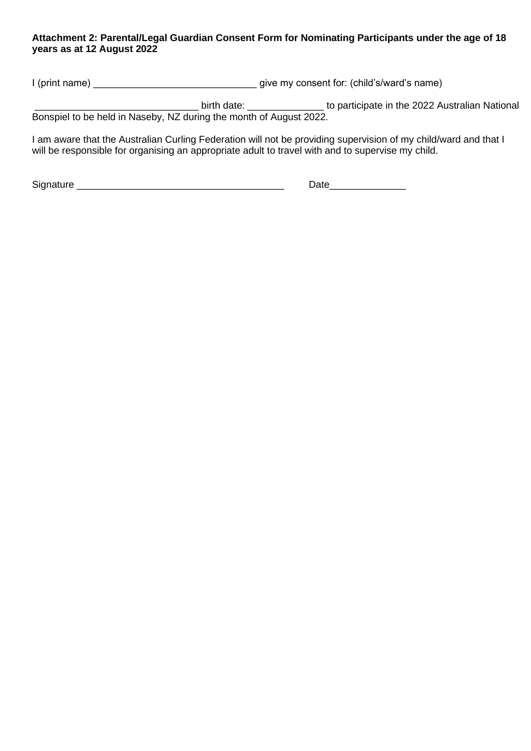**Attachment 2: Parental/Legal Guardian Consent Form for Nominating Participants under the age of 18 years as at 12 August 2022**

I (print name) ______________________________ give my consent for: (child's/ward's name)

______________________________ birth date: ______________ to participate in the 2022 Australian National Bonspiel to be held in Naseby, NZ during the month of August 2022.

I am aware that the Australian Curling Federation will not be providing supervision of my child/ward and that I will be responsible for organising an appropriate adult to travel with and to supervise my child.

Signature ______________________________________ Date______________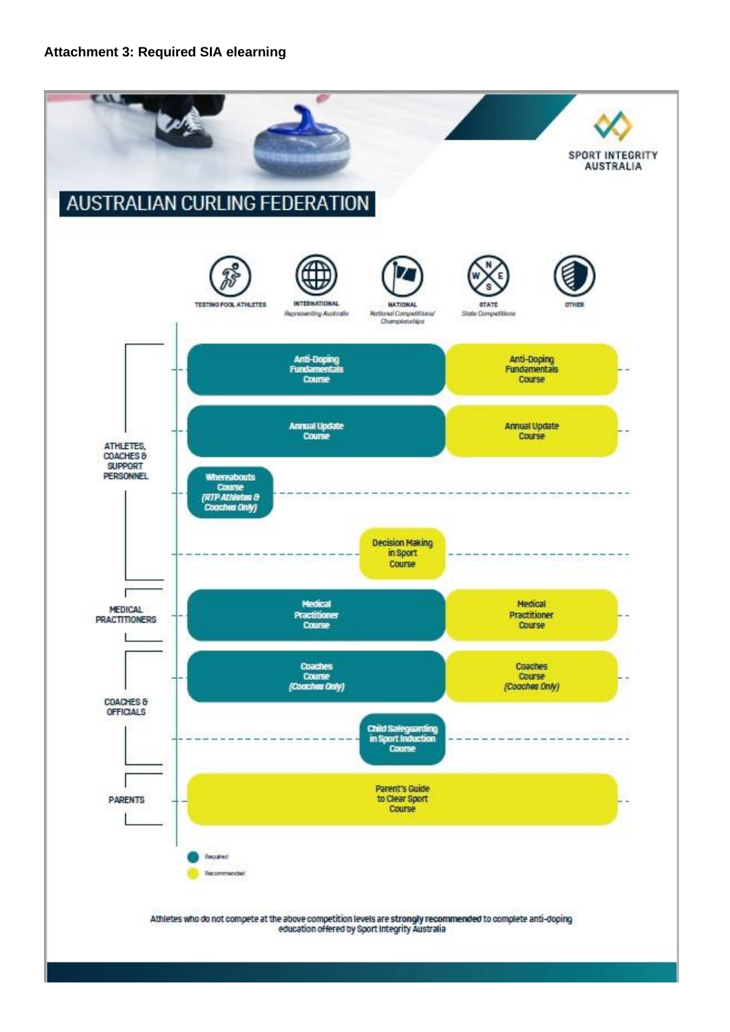**Attachment 3: Required SIA elearning**

SPORT INTEGRITY AUSTRALIA

AUSTRALIAN CURLING FEDERATION

TESTING POOL ATHLETES

INTERNATIONAL
*Representing Australia*

NATIONAL
*National Competitions/ Championships*

STATE
*State Competitions*

OTHER

ATHLETES, COACHES & SUPPORT PERSONNEL

Anti-Doping Fundamentals Course

Anti-Doping Fundamentals Course

Annual Update Course

Annual Update Course

Whereabouts Course *(RTP Athletes & Coaches Only)*

Decision Making in Sport Course

MEDICAL PRACTITIONERS

Medical Practitioner Course

Medical Practitioner Course

COACHES & OFFICIALS

Coaches Course *(Coaches Only)*

Coaches Course *(Coaches Only)*

Child Safeguarding in Sport Induction Course

PARENTS

Parent's Guide to Clear Sport Course

Required

Recommended

Athletes who do not compete at the above competition levels are **strongly recommended** to complete anti-doping education offered by Sport Integrity Australia